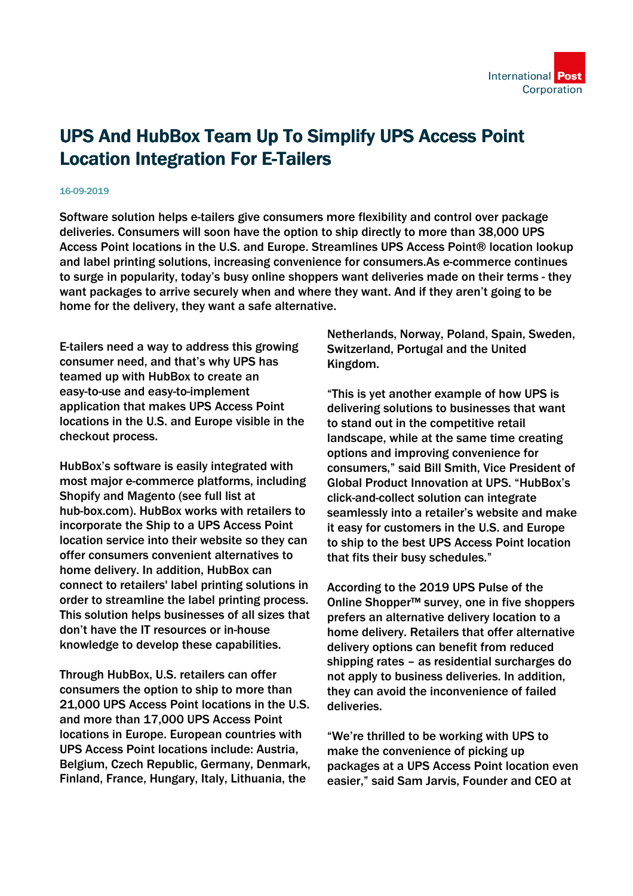# UPS And HubBox Team Up To Simplify UPS Access Point Location Integration For E-Tailers

16-09-2019

Software solution helps e-tailers give consumers more flexibility and control over package deliveries. Consumers will soon have the option to ship directly to more than 38,000 UPS Access Point locations in the U.S. and Europe. Streamlines UPS Access Point® location lookup and label printing solutions, increasing convenience for consumers.As e-commerce continues to surge in popularity, today's busy online shoppers want deliveries made on their terms - they want packages to arrive securely when and where they want. And if they aren't going to be home for the delivery, they want a safe alternative.

E-tailers need a way to address this growing consumer need, and that's why UPS has teamed up with HubBox to create an easy-to-use and easy-to-implement application that makes UPS Access Point locations in the U.S. and Europe visible in the checkout process.

HubBox's software is easily integrated with most major e-commerce platforms, including Shopify and Magento (see full list at hub-box.com). HubBox works with retailers to incorporate the Ship to a UPS Access Point location service into their website so they can offer consumers convenient alternatives to home delivery. In addition, HubBox can connect to retailers' label printing solutions in order to streamline the label printing process. This solution helps businesses of all sizes that don't have the IT resources or in-house knowledge to develop these capabilities.

Through HubBox, U.S. retailers can offer consumers the option to ship to more than 21,000 UPS Access Point locations in the U.S. and more than 17,000 UPS Access Point locations in Europe. European countries with UPS Access Point locations include: Austria, Belgium, Czech Republic, Germany, Denmark, Finland, France, Hungary, Italy, Lithuania, the Netherlands, Norway, Poland, Spain, Sweden, Switzerland, Portugal and the United Kingdom.

"This is yet another example of how UPS is delivering solutions to businesses that want to stand out in the competitive retail landscape, while at the same time creating options and improving convenience for consumers," said Bill Smith, Vice President of Global Product Innovation at UPS. "HubBox's click-and-collect solution can integrate seamlessly into a retailer's website and make it easy for customers in the U.S. and Europe to ship to the best UPS Access Point location that fits their busy schedules."

According to the 2019 UPS Pulse of the Online Shopper™ survey, one in five shoppers prefers an alternative delivery location to a home delivery. Retailers that offer alternative delivery options can benefit from reduced shipping rates – as residential surcharges do not apply to business deliveries. In addition, they can avoid the inconvenience of failed deliveries.

"We're thrilled to be working with UPS to make the convenience of picking up packages at a UPS Access Point location even easier," said Sam Jarvis, Founder and CEO at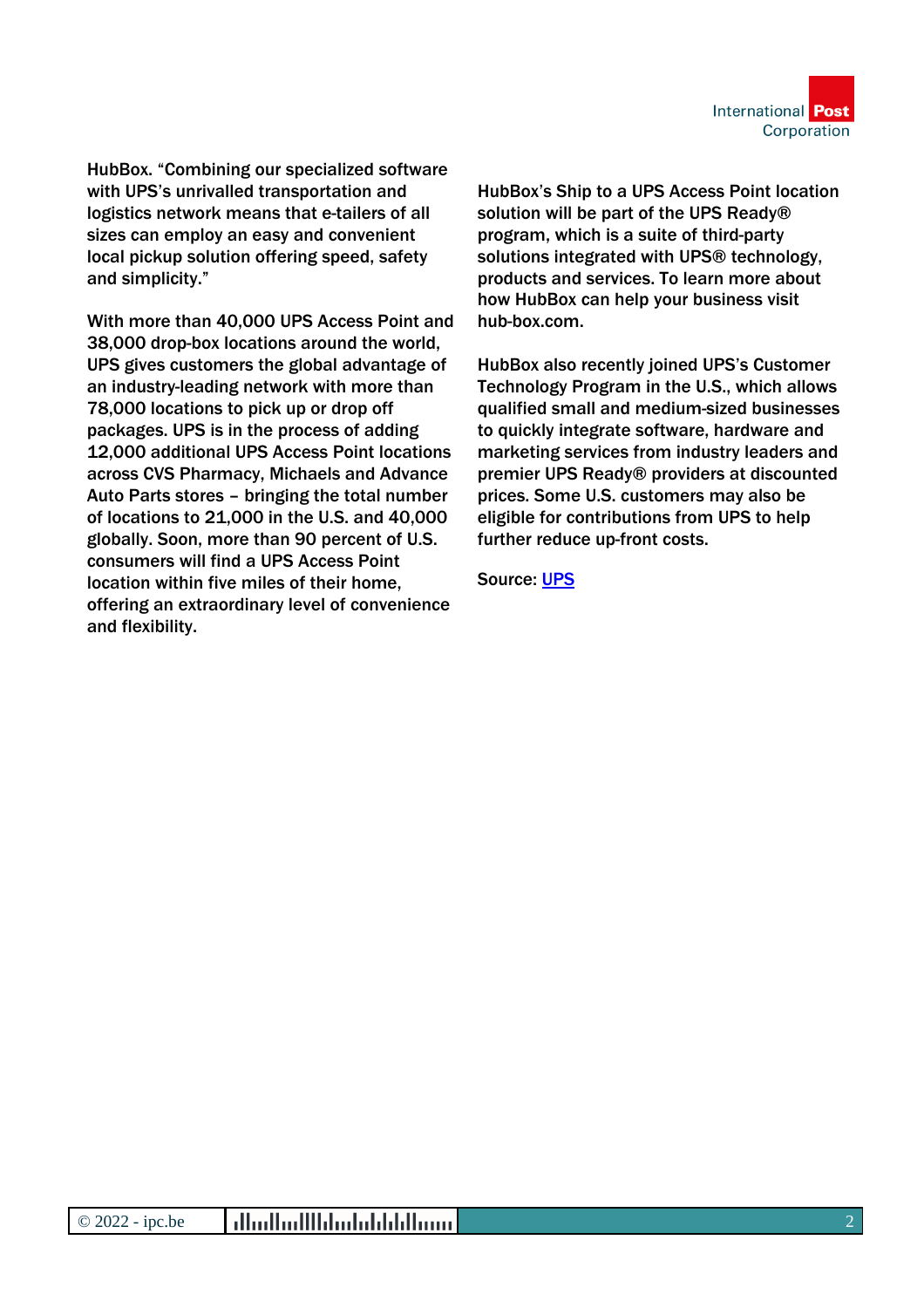HubBox. “Combining our specialized software with UPS’s unrivalled transportation and logistics network means that e-tailers of all sizes can employ an easy and convenient local pickup solution offering speed, safety and simplicity.”

With more than 40,000 UPS Access Point and 38,000 drop-box locations around the world, UPS gives customers the global advantage of an industry-leading network with more than 78,000 locations to pick up or drop off packages. UPS is in the process of adding 12,000 additional UPS Access Point locations across CVS Pharmacy, Michaels and Advance Auto Parts stores – bringing the total number of locations to 21,000 in the U.S. and 40,000 globally. Soon, more than 90 percent of U.S. consumers will find a UPS Access Point location within five miles of their home, offering an extraordinary level of convenience and flexibility.

HubBox’s Ship to a UPS Access Point location solution will be part of the UPS Ready® program, which is a suite of third-party solutions integrated with UPS® technology, products and services. To learn more about how HubBox can help your business visit hub-box.com.

HubBox also recently joined UPS’s Customer Technology Program in the U.S., which allows qualified small and medium-sized businesses to quickly integrate software, hardware and marketing services from industry leaders and premier UPS Ready® providers at discounted prices. Some U.S. customers may also be eligible for contributions from UPS to help further reduce up-front costs.

Source: [UPS]